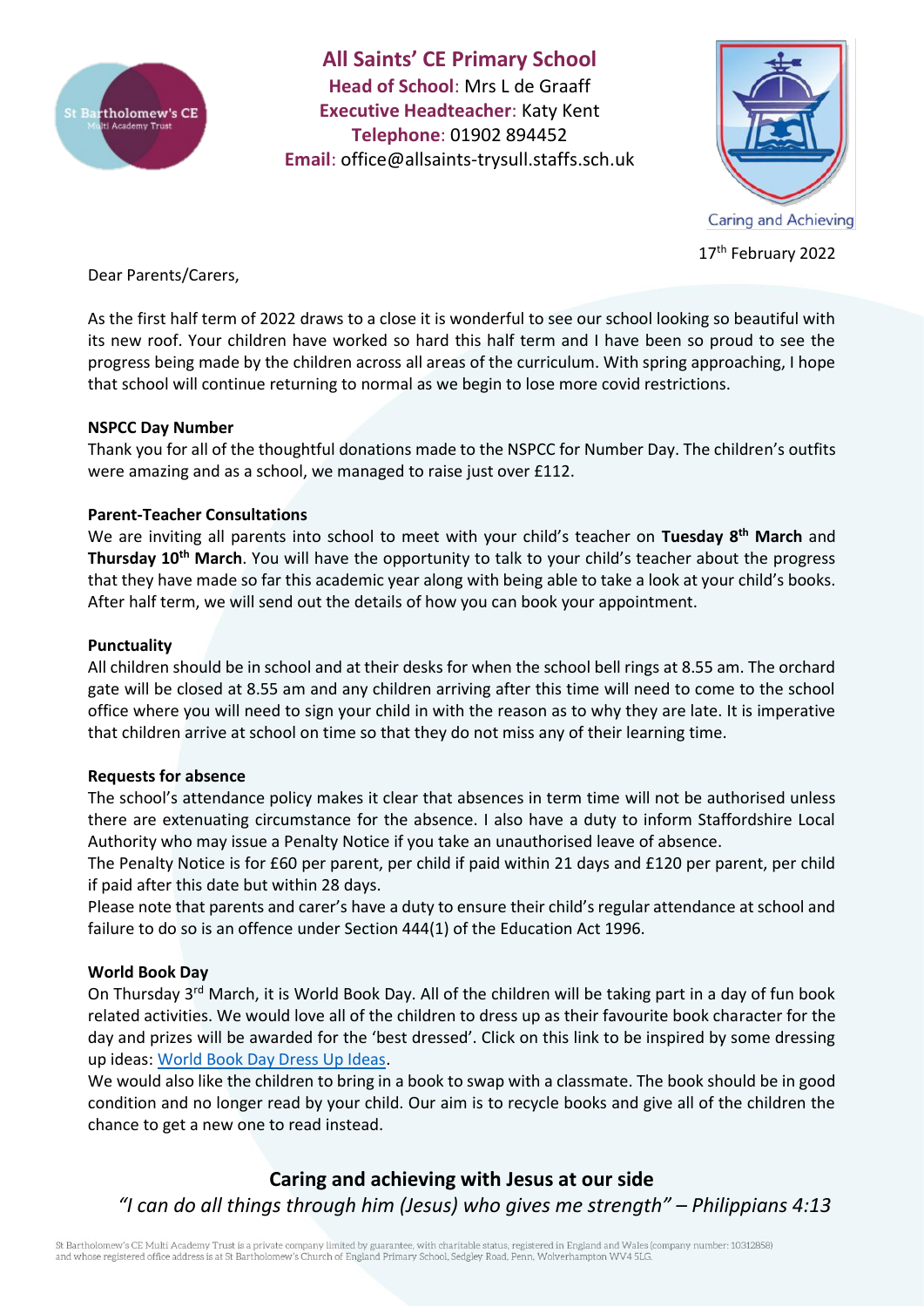# All Saints' CE Primary School

**Head of School**: Mrs L de Graaff
**Executive Headteacher:** Katy Kent
**Telephone**: 01902 894452
**Email**: office@allsaints-trysull.staffs.sch.uk

Caring and Achieving

17th February 2022

Dear Parents/Carers,

As the first half term of 2022 draws to a close it is wonderful to see our school looking so beautiful with its new roof. Your children have worked so hard this half term and I have been so proud to see the progress being made by the children across all areas of the curriculum. With spring approaching, I hope that school will continue returning to normal as we begin to lose more covid restrictions.

**NSPCC Day Number**

Thank you for all of the thoughtful donations made to the NSPCC for Number Day. The children's outfits were amazing and as a school, we managed to raise just over £112.

**Parent-Teacher Consultations**

We are inviting all parents into school to meet with your child's teacher on **Tuesday 8th March** and **Thursday 10th March**. You will have the opportunity to talk to your child's teacher about the progress that they have made so far this academic year along with being able to take a look at your child's books. After half term, we will send out the details of how you can book your appointment.

**Punctuality**

All children should be in school and at their desks for when the school bell rings at 8.55 am. The orchard gate will be closed at 8.55 am and any children arriving after this time will need to come to the school office where you will need to sign your child in with the reason as to why they are late. It is imperative that children arrive at school on time so that they do not miss any of their learning time.

**Requests for absence**

The school's attendance policy makes it clear that absences in term time will not be authorised unless there are extenuating circumstance for the absence. I also have a duty to inform Staffordshire Local Authority who may issue a Penalty Notice if you take an unauthorised leave of absence.

The Penalty Notice is for £60 per parent, per child if paid within 21 days and £120 per parent, per child if paid after this date but within 28 days.

Please note that parents and carer's have a duty to ensure their child's regular attendance at school and failure to do so is an offence under Section 444(1) of the Education Act 1996.

**World Book Day**

On Thursday 3rd March, it is World Book Day. All of the children will be taking part in a day of fun book related activities. We would love all of the children to dress up as their favourite book character for the day and prizes will be awarded for the 'best dressed'. Click on this link to be inspired by some dressing up ideas: World Book Day Dress Up Ideas.

We would also like the children to bring in a book to swap with a classmate. The book should be in good condition and no longer read by your child. Our aim is to recycle books and give all of the children the chance to get a new one to read instead.

**Caring and achieving with Jesus at our side**

*"I can do all things through him (Jesus) who gives me strength" – Philippians 4:13*

St Bartholomew's CE Multi Academy Trust is a private company limited by guarantee, with charitable status, registered in England and Wales (company number: 10312858) and whose registered office address is at St Bartholomew's Church of England Primary School, Sedgley Road, Penn, Wolverhampton WV4 5LG.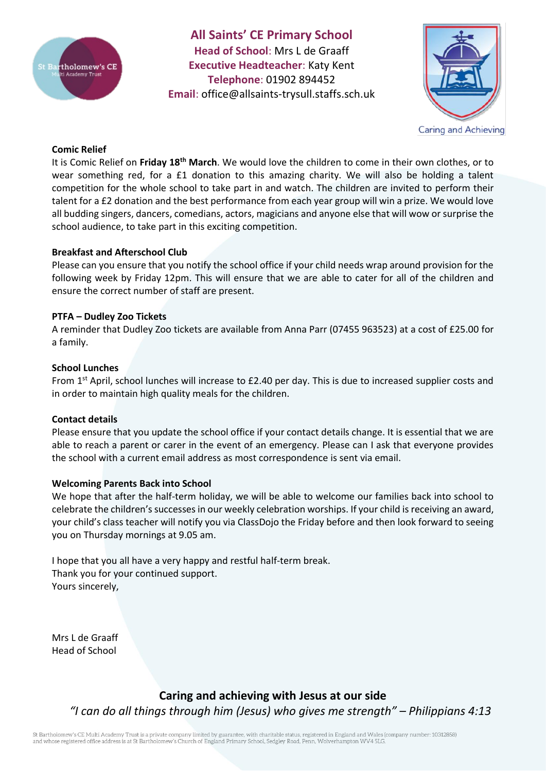# All Saints' CE Primary School

**Head of School**: Mrs L de Graaff
**Executive Headteacher:** Katy Kent
**Telephone**: 01902 894452
**Email**: office@allsaints-trysull.staffs.sch.uk

Caring and Achieving

**Comic Relief**

It is Comic Relief on **Friday 18th March**. We would love the children to come in their own clothes, or to wear something red, for a £1 donation to this amazing charity. We will also be holding a talent competition for the whole school to take part in and watch. The children are invited to perform their talent for a £2 donation and the best performance from each year group will win a prize. We would love all budding singers, dancers, comedians, actors, magicians and anyone else that will wow or surprise the school audience, to take part in this exciting competition.

**Breakfast and Afterschool Club**

Please can you ensure that you notify the school office if your child needs wrap around provision for the following week by Friday 12pm. This will ensure that we are able to cater for all of the children and ensure the correct number of staff are present.

**PTFA – Dudley Zoo Tickets**

A reminder that Dudley Zoo tickets are available from Anna Parr (07455 963523) at a cost of £25.00 for a family.

**School Lunches**

From 1st April, school lunches will increase to £2.40 per day. This is due to increased supplier costs and in order to maintain high quality meals for the children.

**Contact details**

Please ensure that you update the school office if your contact details change. It is essential that we are able to reach a parent or carer in the event of an emergency. Please can I ask that everyone provides the school with a current email address as most correspondence is sent via email.

**Welcoming Parents Back into School**

We hope that after the half-term holiday, we will be able to welcome our families back into school to celebrate the children's successes in our weekly celebration worships. If your child is receiving an award, your child's class teacher will notify you via ClassDojo the Friday before and then look forward to seeing you on Thursday mornings at 9.05 am.

I hope that you all have a very happy and restful half-term break.
Thank you for your continued support.
Yours sincerely,

Mrs L de Graaff
Head of School

**Caring and achieving with Jesus at our side**

*"I can do all things through him (Jesus) who gives me strength" – Philippians 4:13*

St Bartholomew's CE Multi Academy Trust is a private company limited by guarantee, with charitable status, registered in England and Wales (company number: 10312858) and whose registered office address is at St Bartholomew's Church of England Primary School, Sedgley Road, Penn, Wolverhampton WV4 5LG.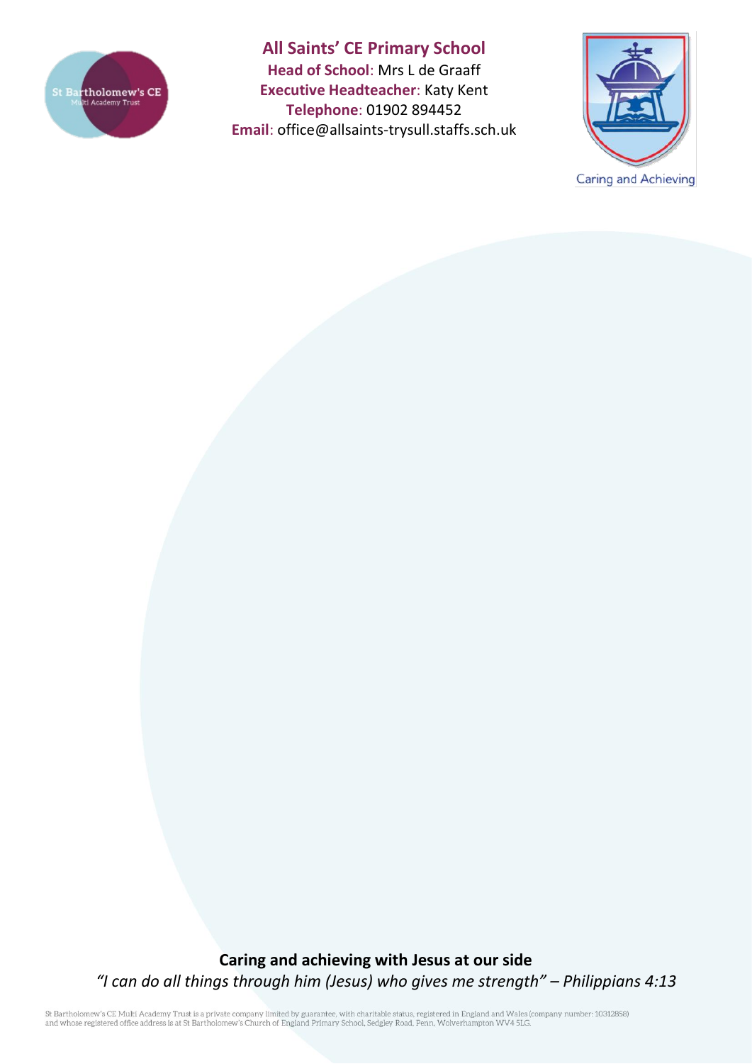**All Saints' CE Primary School**

**Head of School**: Mrs L de Graaff

**Executive Headteacher:** Katy Kent

**Telephone**: 01902 894452

**Email**: office@allsaints-trysull.staffs.sch.uk

Caring and Achieving

**Caring and achieving with Jesus at our side**

*"I can do all things through him (Jesus) who gives me strength" – Philippians 4:13*

St Bartholomew's CE Multi Academy Trust is a private company limited by guarantee, with charitable status, registered in England and Wales (company number: 10312858) and whose registered office address is at St Bartholomew's Church of England Primary School, Sedgley Road, Penn, Wolverhampton WV4 5LG.